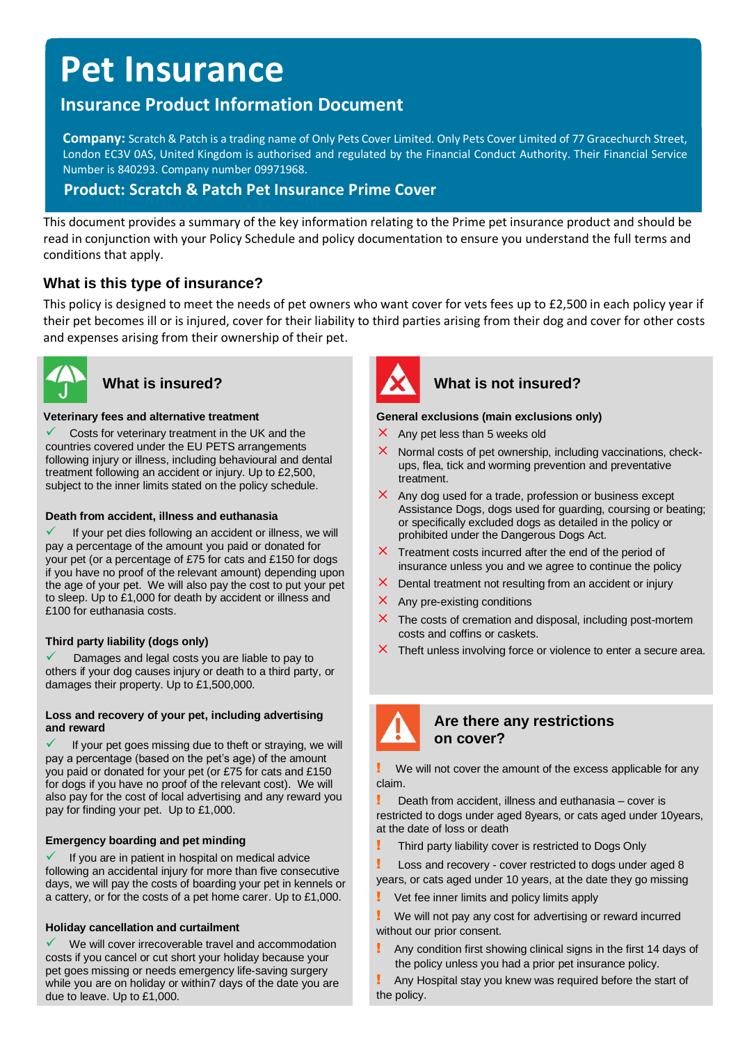# Pet Insurance

## Insurance Product Information Document

**Company:** Scratch & Patch is a trading name of Only Pets Cover Limited. Only Pets Cover Limited of 77 Gracechurch Street, London EC3V 0AS, United Kingdom is authorised and regulated by the Financial Conduct Authority. Their Financial Service Number is 840293. Company number 09971968.

**Product: Scratch & Patch Pet Insurance Prime Cover**

This document provides a summary of the key information relating to the Prime pet insurance product and should be read in conjunction with your Policy Schedule and policy documentation to ensure you understand the full terms and conditions that apply.

### What is this type of insurance?

This policy is designed to meet the needs of pet owners who want cover for vets fees up to £2,500 in each policy year if their pet becomes ill or is injured, cover for their liability to third parties arising from their dog and cover for other costs and expenses arising from their ownership of their pet.

### What is insured?

**Veterinary fees and alternative treatment**

✓ Costs for veterinary treatment in the UK and the countries covered under the EU PETS arrangements following injury or illness, including behavioural and dental treatment following an accident or an injury. Up to £2,500, subject to the inner limits stated on the policy schedule.

**Death from accident, illness and euthanasia**

✓ If your pet dies following an accident or illness, we will pay a percentage of the amount you paid or donated for your pet (or a percentage of £75 for cats and £150 for dogs if you have no proof of the relevant amount) depending upon the age of your pet. We will also pay the cost to put your pet to sleep. Up to £1,000 for death by accident or illness and £100 for euthanasia costs.

**Third party liability (dogs only)**

✓ Damages and legal costs you are liable to pay to others if your dog causes injury or death to a third party, or damages their property. Up to £1,500,000.

**Loss and recovery of your pet, including advertising and reward**

✓ If your pet goes missing due to theft or straying, we will pay a percentage (based on the pet's age) of the amount you paid or donated for your pet (or £75 for cats and £150 for dogs if you have no proof of the relevant cost). We will also pay for the cost of local advertising and any reward you pay for finding your pet. Up to £1,000.

**Emergency boarding and pet minding**

✓ If you are in patient in hospital on medical advice following an accidental injury for more than five consecutive days, we will pay the costs of boarding your pet in kennels or a cattery, or for the costs of a pet home carer. Up to £1,000.

**Holiday cancellation and curtailment**

✓ We will cover irrecoverable travel and accommodation costs if you cancel or cut short your holiday because your pet goes missing or needs emergency life-saving surgery while you are on holiday or within7 days of the date you are due to leave. Up to £1,000.

### What is not insured?

**General exclusions (main exclusions only)**

- ✗ Any pet less than 5 weeks old
- ✗ Normal costs of pet ownership, including vaccinations, check-ups, flea, tick and worming prevention and preventative treatment.
- ✗ Any dog used for a trade, profession or business except Assistance Dogs, dogs used for guarding, coursing or beating; or specifically excluded dogs as detailed in the policy or prohibited under the Dangerous Dogs Act.
- ✗ Treatment costs incurred after the end of the period of insurance unless you and we agree to continue the policy
- ✗ Dental treatment not resulting from an accident or injury
- ✗ Any pre-existing conditions
- ✗ The costs of cremation and disposal, including post-mortem costs and coffins or caskets.
- ✗ Theft unless involving force or violence to enter a secure area.

### Are there any restrictions on cover?

- ! We will not cover the amount of the excess applicable for any claim.
- ! Death from accident, illness and euthanasia – cover is restricted to dogs under aged 8years, or cats aged under 10years, at the date of loss or death
- ! Third party liability cover is restricted to Dogs Only
- ! Loss and recovery - cover restricted to dogs under aged 8 years, or cats aged under 10 years, at the date they go missing
- ! Vet fee inner limits and policy limits apply
- ! We will not pay any cost for advertising or reward incurred without our prior consent.
- ! Any condition first showing clinical signs in the first 14 days of the policy unless you had a prior pet insurance policy.
- ! Any Hospital stay you knew was required before the start of the policy.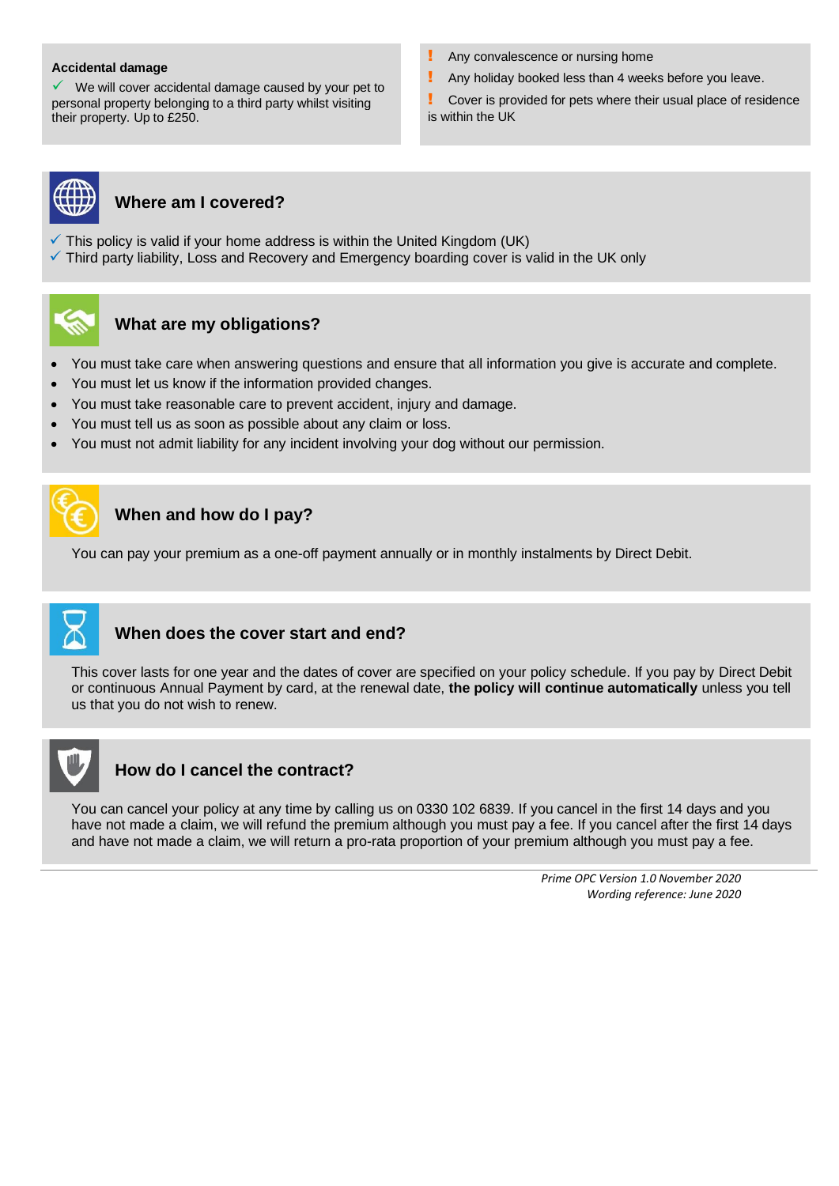**Accidental damage**

✓ We will cover accidental damage caused by your pet to personal property belonging to a third party whilst visiting their property. Up to £250.

! Any convalescence or nursing home

! Any holiday booked less than 4 weeks before you leave.

! Cover is provided for pets where their usual place of residence is within the UK

## Where am I covered?

✓ This policy is valid if your home address is within the United Kingdom (UK)

✓ Third party liability, Loss and Recovery and Emergency boarding cover is valid in the UK only

## What are my obligations?

- You must take care when answering questions and ensure that all information you give is accurate and complete.
- You must let us know if the information provided changes.
- You must take reasonable care to prevent accident, injury and damage.
- You must tell us as soon as possible about any claim or loss.
- You must not admit liability for any incident involving your dog without our permission.

## When and how do I pay?

You can pay your premium as a one-off payment annually or in monthly instalments by Direct Debit.

## When does the cover start and end?

This cover lasts for one year and the dates of cover are specified on your policy schedule. If you pay by Direct Debit or continuous Annual Payment by card, at the renewal date, **the policy will continue automatically** unless you tell us that you do not wish to renew.

## How do I cancel the contract?

You can cancel your policy at any time by calling us on 0330 102 6839. If you cancel in the first 14 days and you have not made a claim, we will refund the premium although you must pay a fee. If you cancel after the first 14 days and have not made a claim, we will return a pro-rata proportion of your premium although you must pay a fee.

*Prime OPC Version 1.0 November 2020*
*Wording reference: June 2020*